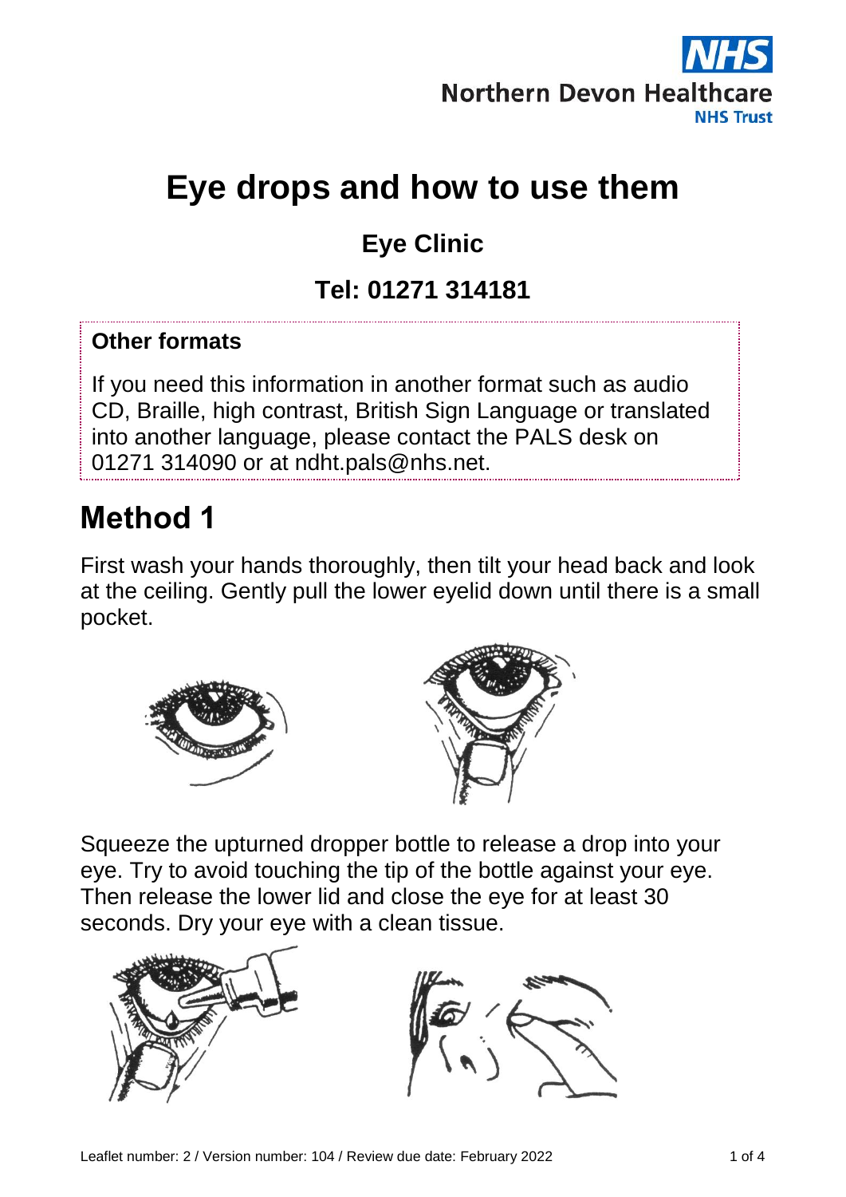NHS
Northern Devon Healthcare
NHS Trust

# Eye drops and how to use them

## Eye Clinic

## Tel: 01271 314181

**Other formats**

If you need this information in another format such as audio CD, Braille, high contrast, British Sign Language or translated into another language, please contact the PALS desk on 01271 314090 or at ndht.pals@nhs.net.

# Method 1

First wash your hands thoroughly, then tilt your head back and look at the ceiling. Gently pull the lower eyelid down until there is a small pocket.

Squeeze the upturned dropper bottle to release a drop into your eye. Try to avoid touching the tip of the bottle against your eye. Then release the lower lid and close the eye for at least 30 seconds. Dry your eye with a clean tissue.

Leaflet number: 2 / Version number: 104 / Review due date: February 2022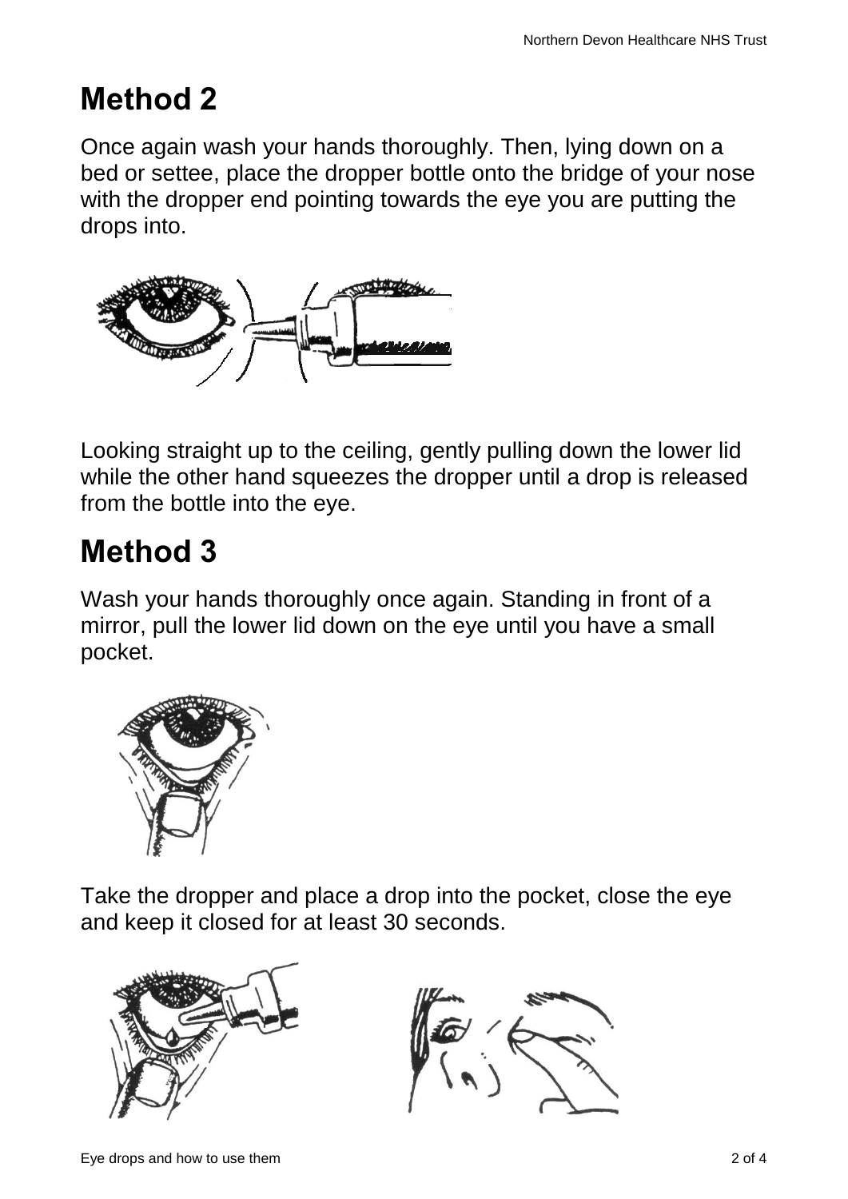# Method 2

Once again wash your hands thoroughly. Then, lying down on a bed or settee, place the dropper bottle onto the bridge of your nose with the dropper end pointing towards the eye you are putting the drops into.

Looking straight up to the ceiling, gently pulling down the lower lid while the other hand squeezes the dropper until a drop is released from the bottle into the eye.

# Method 3

Wash your hands thoroughly once again. Standing in front of a mirror, pull the lower lid down on the eye until you have a small pocket.

Take the dropper and place a drop into the pocket, close the eye and keep it closed for at least 30 seconds.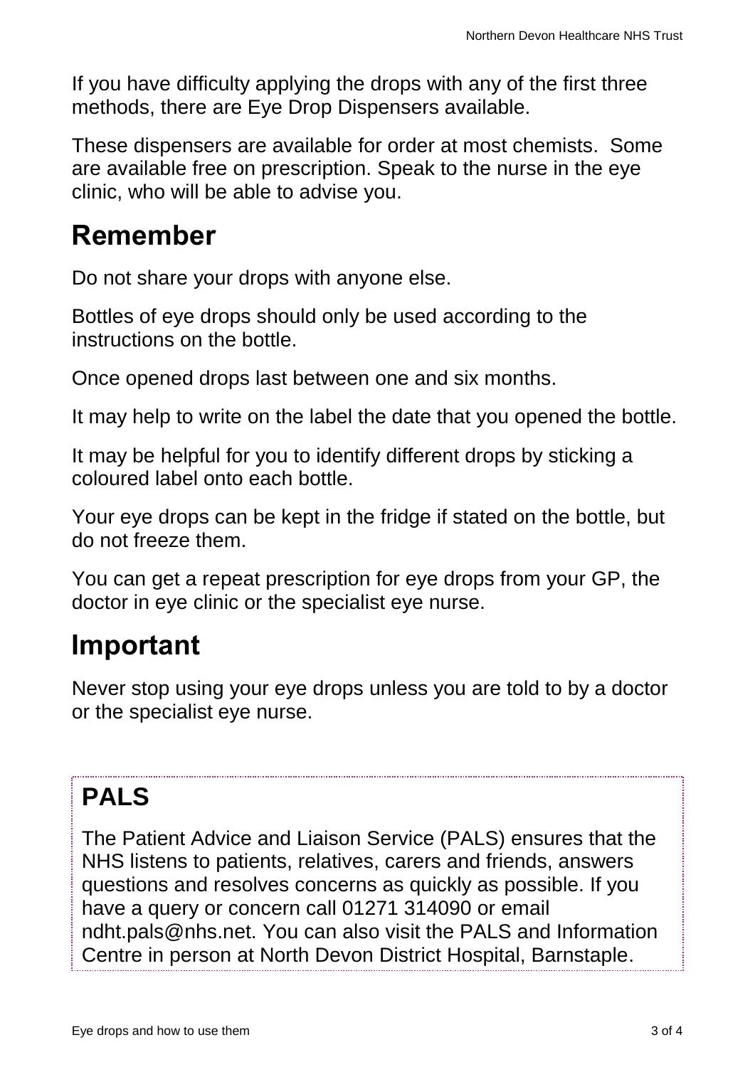If you have difficulty applying the drops with any of the first three methods, there are Eye Drop Dispensers available.

These dispensers are available for order at most chemists. Some are available free on prescription. Speak to the nurse in the eye clinic, who will be able to advise you.

## Remember

Do not share your drops with anyone else.

Bottles of eye drops should only be used according to the instructions on the bottle.

Once opened drops last between one and six months.

It may help to write on the label the date that you opened the bottle.

It may be helpful for you to identify different drops by sticking a coloured label onto each bottle.

Your eye drops can be kept in the fridge if stated on the bottle, but do not freeze them.

You can get a repeat prescription for eye drops from your GP, the doctor in eye clinic or the specialist eye nurse.

## Important

Never stop using your eye drops unless you are told to by a doctor or the specialist eye nurse.

## PALS

The Patient Advice and Liaison Service (PALS) ensures that the NHS listens to patients, relatives, carers and friends, answers questions and resolves concerns as quickly as possible. If you have a query or concern call 01271 314090 or email ndht.pals@nhs.net. You can also visit the PALS and Information Centre in person at North Devon District Hospital, Barnstaple.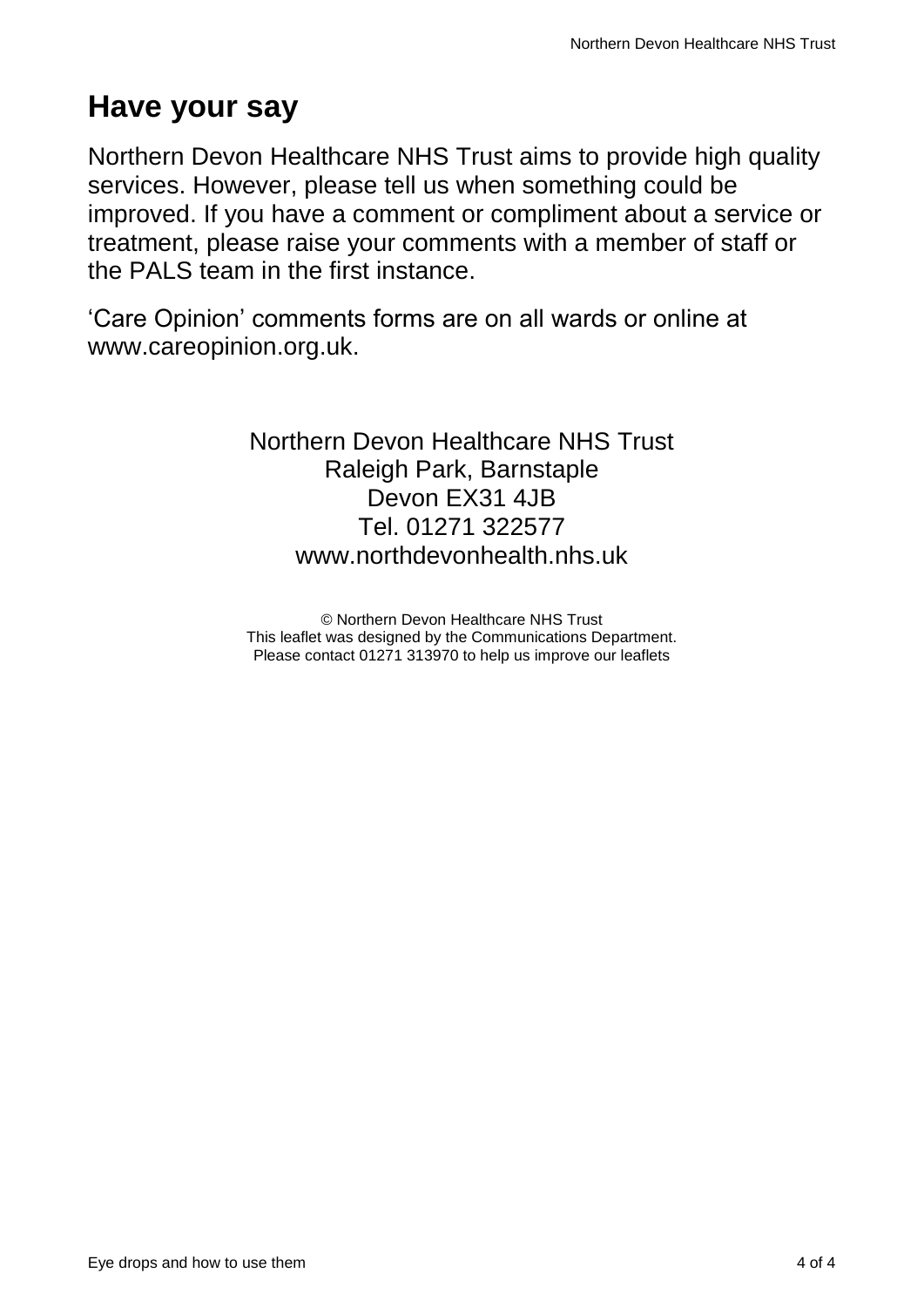## Have your say

Northern Devon Healthcare NHS Trust aims to provide high quality services. However, please tell us when something could be improved. If you have a comment or compliment about a service or treatment, please raise your comments with a member of staff or the PALS team in the first instance.

'Care Opinion' comments forms are on all wards or online at www.careopinion.org.uk.

Northern Devon Healthcare NHS Trust
Raleigh Park, Barnstaple
Devon EX31 4JB
Tel. 01271 322577
www.northdevonhealth.nhs.uk

© Northern Devon Healthcare NHS Trust
This leaflet was designed by the Communications Department.
Please contact 01271 313970 to help us improve our leaflets